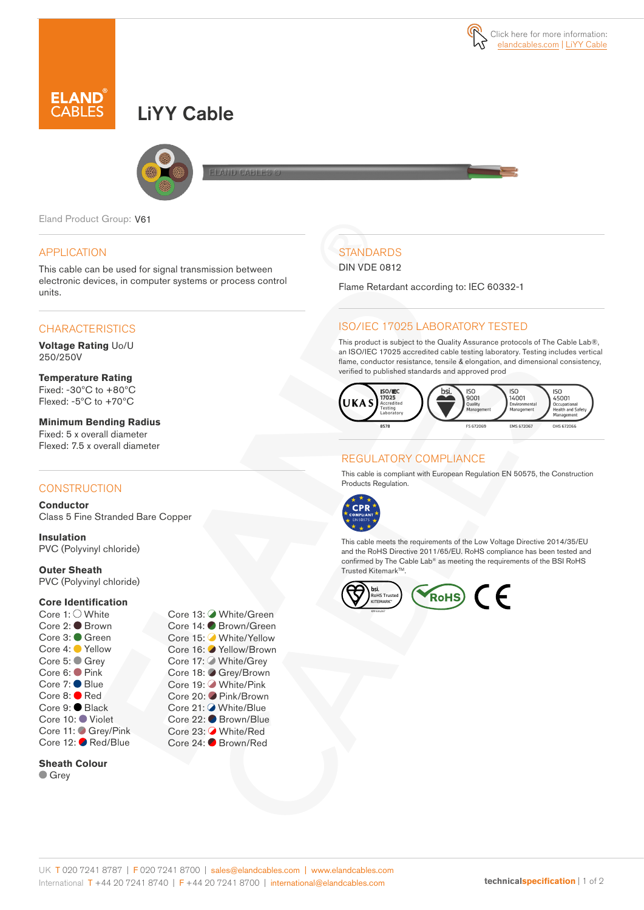Click here for more information: elandcables.com | LiYY Cable

# LiYY Cable

Eland Product Group: V61

## APPLICATION

This cable can be used for signal transmission between electronic devices, in computer systems or process control units.

## CHARACTERISTICS

**Voltage Rating** Uo/U
250/250V

**Temperature Rating**
Fixed: -30°C to +80°C
Flexed: -5°C to +70°C

**Minimum Bending Radius**
Fixed: 5 x overall diameter
Flexed: 7.5 x overall diameter

## CONSTRUCTION

**Conductor**
Class 5 Fine Stranded Bare Copper

**Insulation**
PVC (Polyvinyl chloride)

**Outer Sheath**
PVC (Polyvinyl chloride)

**Core Identification**

Core 1: White
Core 2: Brown
Core 3: Green
Core 4: Yellow
Core 5: Grey
Core 6: Pink
Core 7: Blue
Core 8: Red
Core 9: Black
Core 10: Violet
Core 11: Grey/Pink
Core 12: Red/Blue
Core 13: White/Green
Core 14: Brown/Green
Core 15: White/Yellow
Core 16: Yellow/Brown
Core 17: White/Grey
Core 18: Grey/Brown
Core 19: White/Pink
Core 20: Pink/Brown
Core 21: White/Blue
Core 22: Brown/Blue
Core 23: White/Red
Core 24: Brown/Red

**Sheath Colour**
Grey

## STANDARDS

DIN VDE 0812

Flame Retardant according to: IEC 60332-1

## ISO/IEC 17025 LABORATORY TESTED

This product is subject to the Quality Assurance protocols of The Cable Lab®, an ISO/IEC 17025 accredited cable testing laboratory. Testing includes vertical flame, conductor resistance, tensile & elongation, and dimensional consistency, verified to published standards and approved prod

UKAS ISO/IEC 17025 Accredited Testing Laboratory 8578 | bsi. ISO 9001 Quality Management FS 672069 | ISO 14001 Environmental Management EMS 672067 | ISO 45001 Occupational Health and Safety Management OHS 672066

## REGULATORY COMPLIANCE

This cable is compliant with European Regulation EN 50575, the Construction Products Regulation.

CPR COMPLIANT EN 50575

This cable meets the requirements of the Low Voltage Directive 2014/35/EU and the RoHS Directive 2011/65/EU. RoHS compliance has been tested and confirmed by The Cable Lab® as meeting the requirements of the BSI RoHS Trusted Kitemark™.

bsi. RoHS Trusted KITEMARK™ | RoHS | CE

UK T 020 7241 8787 | F 020 7241 8700 | sales@elandcables.com | www.elandcables.com
International T +44 20 7241 8740 | F +44 20 7241 8700 | international@elandcables.com

technicalspecification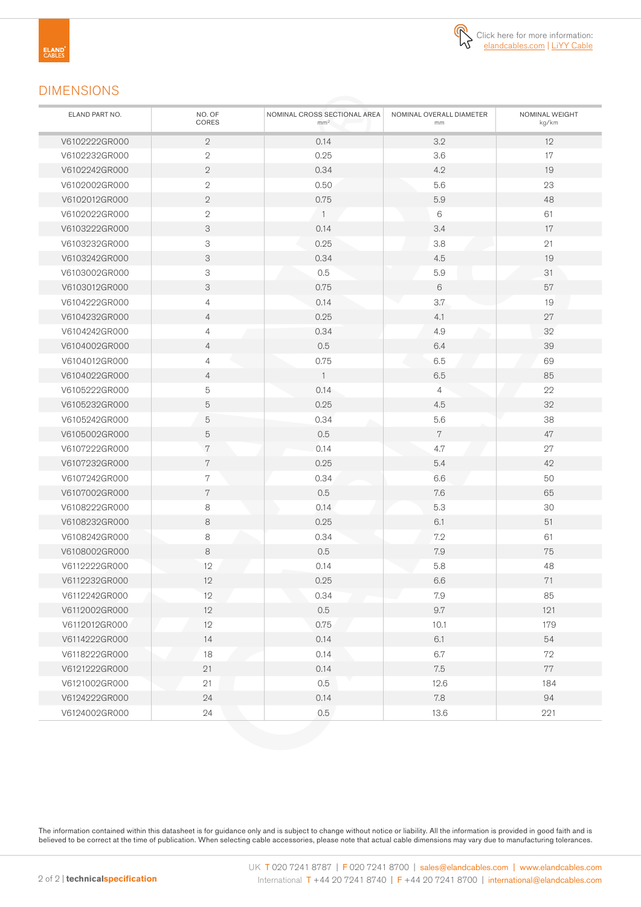Click here for more information: elandcables.com | LiYY Cable

## DIMENSIONS

| ELAND PART NO. | NO. OF CORES | NOMINAL CROSS SECTIONAL AREA mm² | NOMINAL OVERALL DIAMETER mm | NOMINAL WEIGHT kg/km |
|---|---|---|---|---|
| V6102222GR000 | 2 | 0.14 | 3.2 | 12 |
| V6102232GR000 | 2 | 0.25 | 3.6 | 17 |
| V6102242GR000 | 2 | 0.34 | 4.2 | 19 |
| V6102002GR000 | 2 | 0.50 | 5.6 | 23 |
| V6102012GR000 | 2 | 0.75 | 5.9 | 48 |
| V6102022GR000 | 2 | 1 | 6 | 61 |
| V6103222GR000 | 3 | 0.14 | 3.4 | 17 |
| V6103232GR000 | 3 | 0.25 | 3.8 | 21 |
| V6103242GR000 | 3 | 0.34 | 4.5 | 19 |
| V6103002GR000 | 3 | 0.5 | 5.9 | 31 |
| V6103012GR000 | 3 | 0.75 | 6 | 57 |
| V6104222GR000 | 4 | 0.14 | 3.7 | 19 |
| V6104232GR000 | 4 | 0.25 | 4.1 | 27 |
| V6104242GR000 | 4 | 0.34 | 4.9 | 32 |
| V6104002GR000 | 4 | 0.5 | 6.4 | 39 |
| V6104012GR000 | 4 | 0.75 | 6.5 | 69 |
| V6104022GR000 | 4 | 1 | 6.5 | 85 |
| V6105222GR000 | 5 | 0.14 | 4 | 22 |
| V6105232GR000 | 5 | 0.25 | 4.5 | 32 |
| V6105242GR000 | 5 | 0.34 | 5.6 | 38 |
| V6105002GR000 | 5 | 0.5 | 7 | 47 |
| V6107222GR000 | 7 | 0.14 | 4.7 | 27 |
| V6107232GR000 | 7 | 0.25 | 5.4 | 42 |
| V6107242GR000 | 7 | 0.34 | 6.6 | 50 |
| V6107002GR000 | 7 | 0.5 | 7.6 | 65 |
| V6108222GR000 | 8 | 0.14 | 5.3 | 30 |
| V6108232GR000 | 8 | 0.25 | 6.1 | 51 |
| V6108242GR000 | 8 | 0.34 | 7.2 | 61 |
| V6108002GR000 | 8 | 0.5 | 7.9 | 75 |
| V6112222GR000 | 12 | 0.14 | 5.8 | 48 |
| V6112232GR000 | 12 | 0.25 | 6.6 | 71 |
| V6112242GR000 | 12 | 0.34 | 7.9 | 85 |
| V6112002GR000 | 12 | 0.5 | 9.7 | 121 |
| V6112012GR000 | 12 | 0.75 | 10.1 | 179 |
| V6114222GR000 | 14 | 0.14 | 6.1 | 54 |
| V6118222GR000 | 18 | 0.14 | 6.7 | 72 |
| V6121222GR000 | 21 | 0.14 | 7.5 | 77 |
| V6121002GR000 | 21 | 0.5 | 12.6 | 184 |
| V6124222GR000 | 24 | 0.14 | 7.8 | 94 |
| V6124002GR000 | 24 | 0.5 | 13.6 | 221 |

The information contained within this datasheet is for guidance only and is subject to change without notice or liability. All the information is provided in good faith and is believed to be correct at the time of publication. When selecting cable accessories, please note that actual cable dimensions may vary due to manufacturing tolerances.

UK T 020 7241 8787 | F 020 7241 8700 | sales@elandcables.com | www.elandcables.com
International T +44 20 7241 8740 | F +44 20 7241 8700 | international@elandcables.com